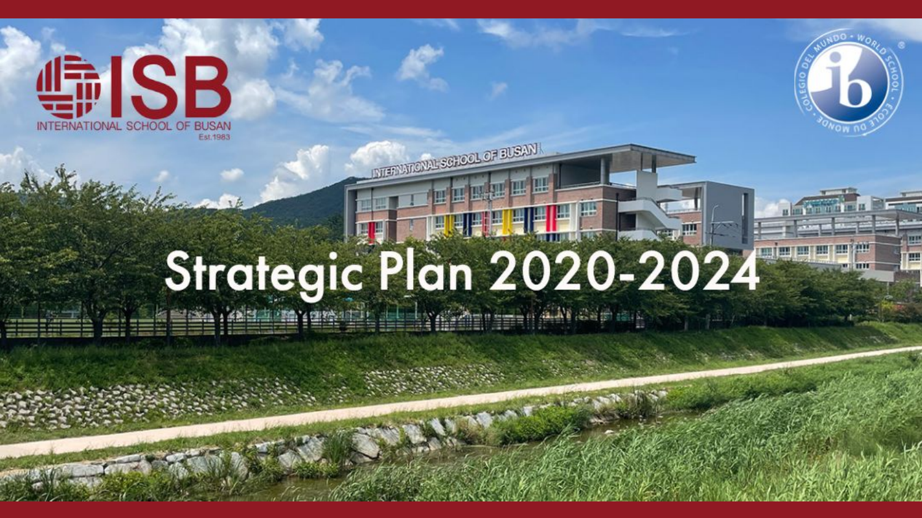ISB

INTERNATIONAL SCHOOL OF BUSAN

Est.1983

# Strategic Plan 2020-2024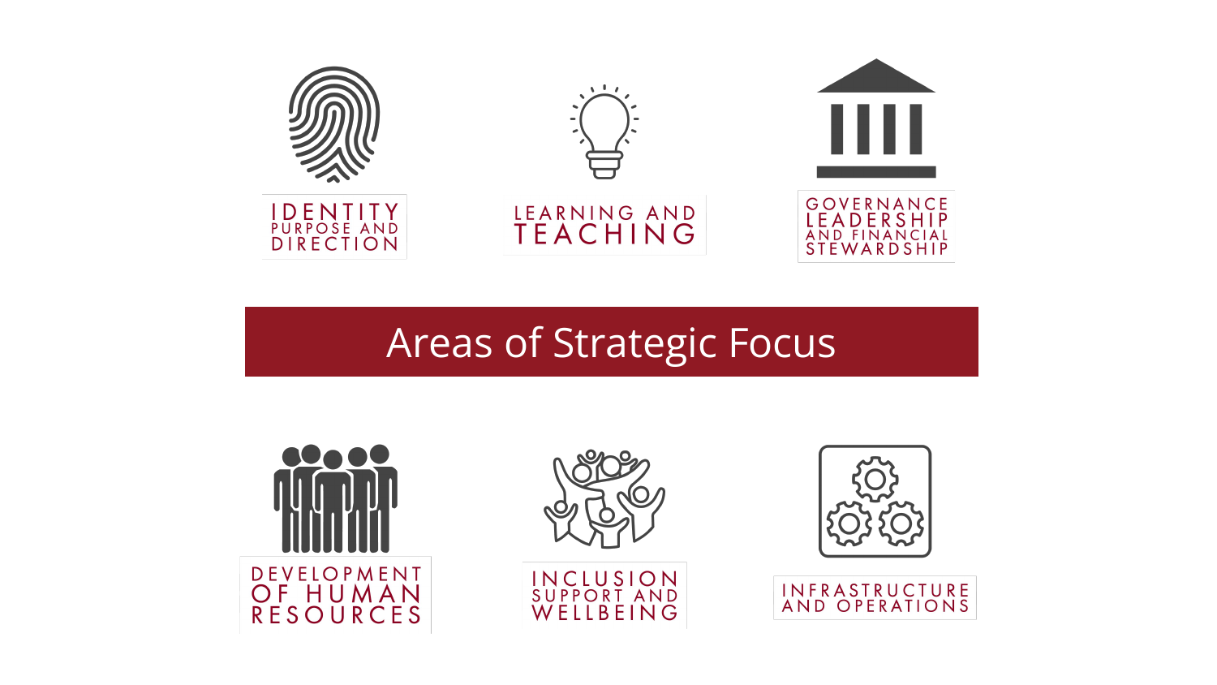# Areas of Strategic Focus

- IDENTITY PURPOSE AND DIRECTION
- LEARNING AND TEACHING
- GOVERNANCE LEADERSHIP AND FINANCIAL STEWARDSHIP
- DEVELOPMENT OF HUMAN RESOURCES
- INCLUSION SUPPORT AND WELLBEING
- INFRASTRUCTURE AND OPERATIONS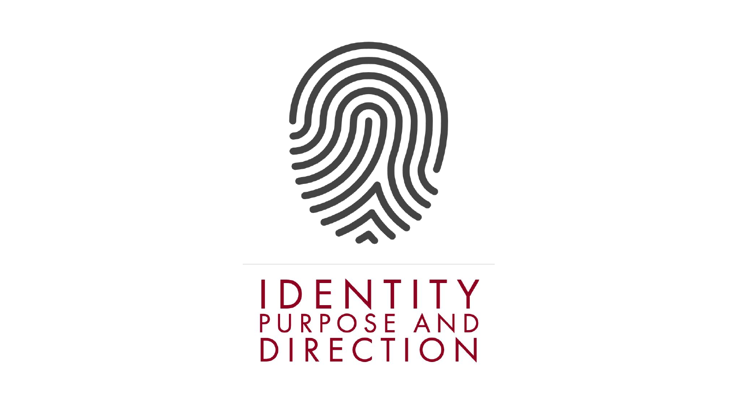# IDENTITY

## PURPOSE AND DIRECTION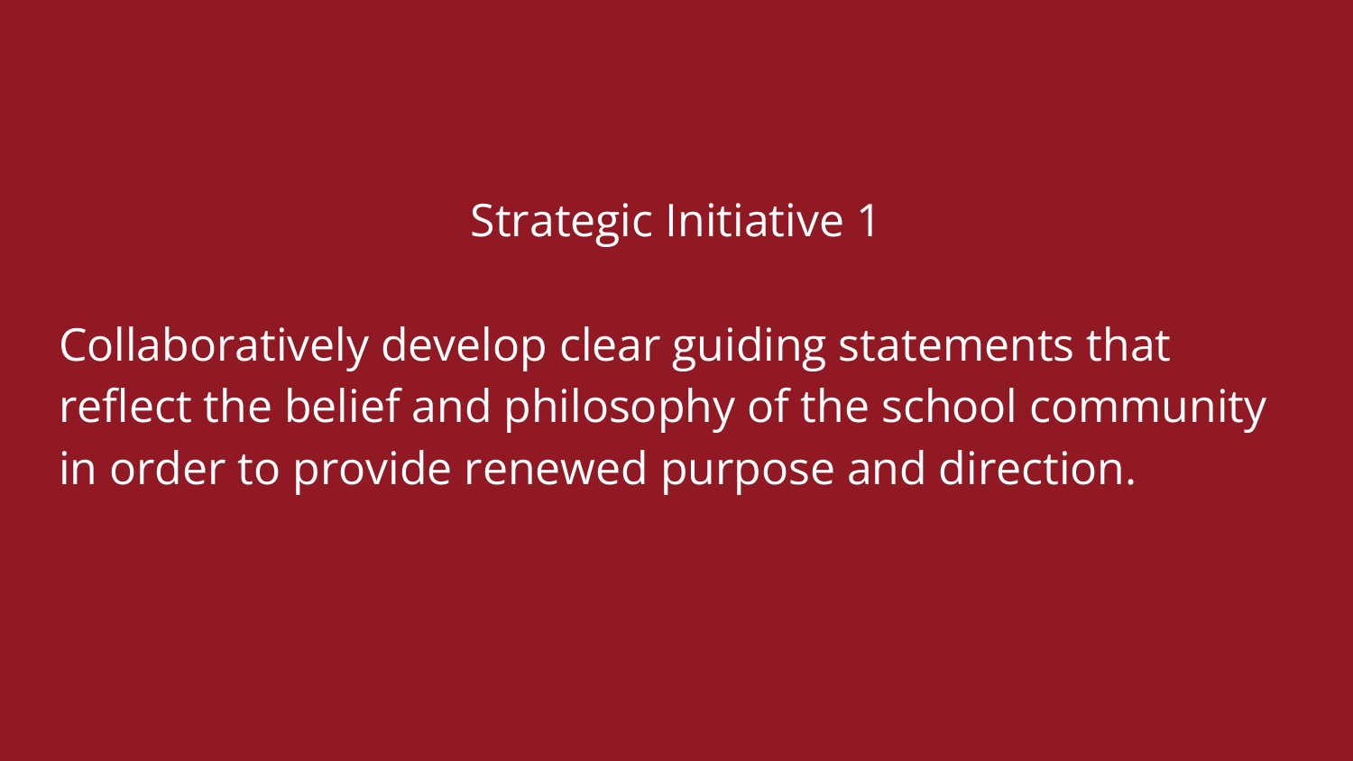## Strategic Initiative 1

Collaboratively develop clear guiding statements that reflect the belief and philosophy of the school community in order to provide renewed purpose and direction.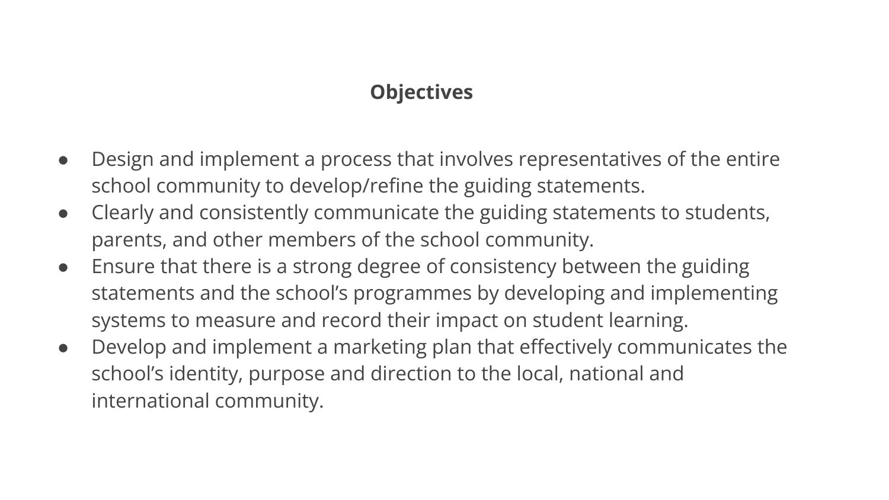## Objectives

- Design and implement a process that involves representatives of the entire school community to develop/refine the guiding statements.
- Clearly and consistently communicate the guiding statements to students, parents, and other members of the school community.
- Ensure that there is a strong degree of consistency between the guiding statements and the school's programmes by developing and implementing systems to measure and record their impact on student learning.
- Develop and implement a marketing plan that effectively communicates the school's identity, purpose and direction to the local, national and international community.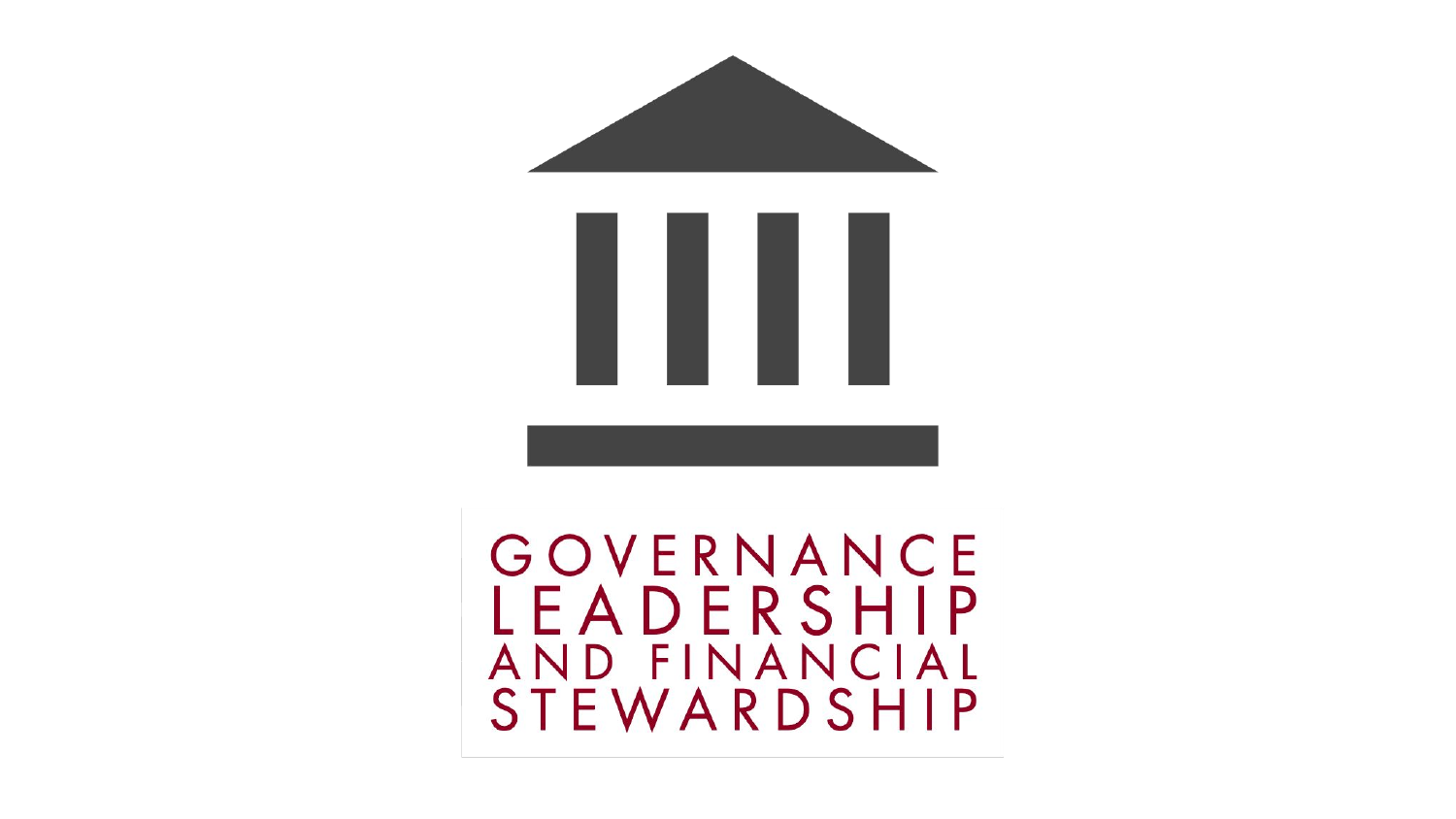# GOVERNANCE LEADERSHIP AND FINANCIAL STEWARDSHIP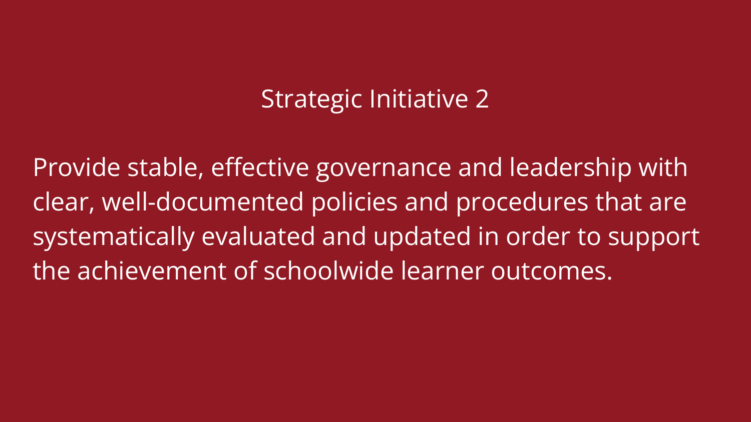## Strategic Initiative 2

Provide stable, effective governance and leadership with clear, well-documented policies and procedures that are systematically evaluated and updated in order to support the achievement of schoolwide learner outcomes.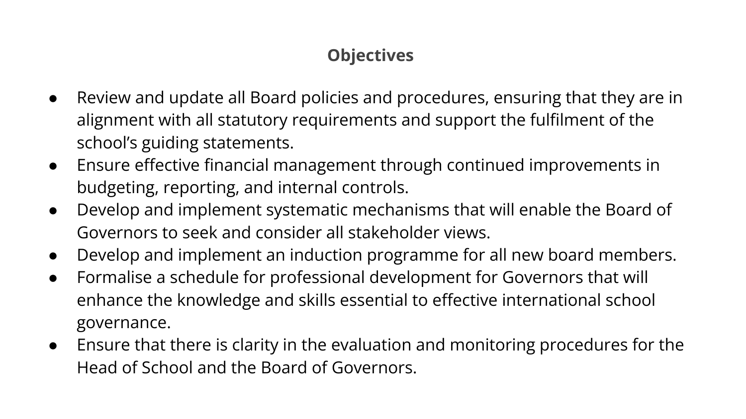## Objectives

- Review and update all Board policies and procedures, ensuring that they are in alignment with all statutory requirements and support the fulfilment of the school's guiding statements.
- Ensure effective financial management through continued improvements in budgeting, reporting, and internal controls.
- Develop and implement systematic mechanisms that will enable the Board of Governors to seek and consider all stakeholder views.
- Develop and implement an induction programme for all new board members.
- Formalise a schedule for professional development for Governors that will enhance the knowledge and skills essential to effective international school governance.
- Ensure that there is clarity in the evaluation and monitoring procedures for the Head of School and the Board of Governors.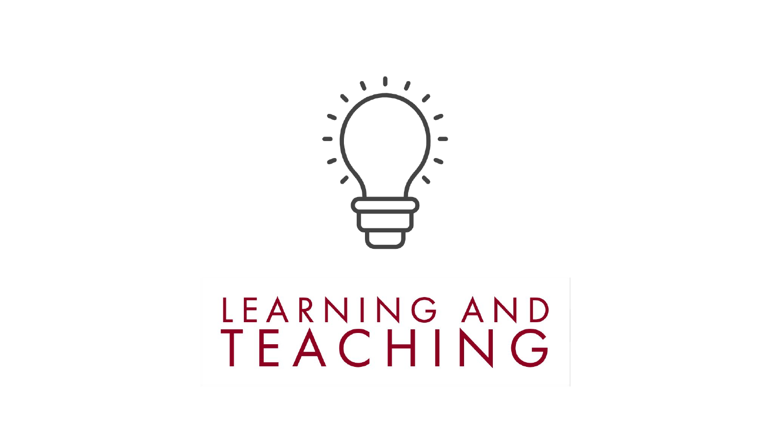# LEARNING AND TEACHING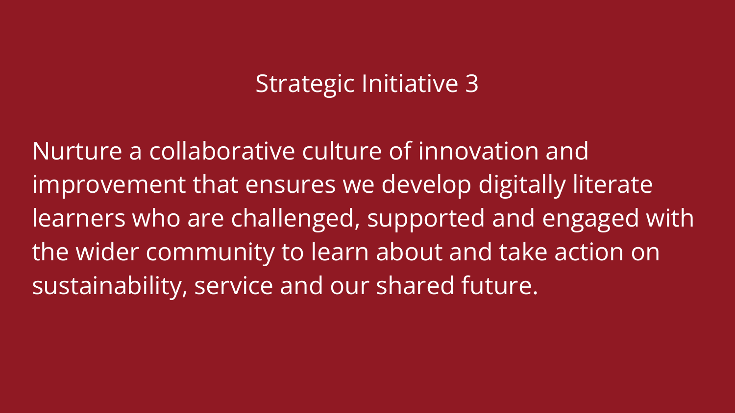## Strategic Initiative 3

Nurture a collaborative culture of innovation and improvement that ensures we develop digitally literate learners who are challenged, supported and engaged with the wider community to learn about and take action on sustainability, service and our shared future.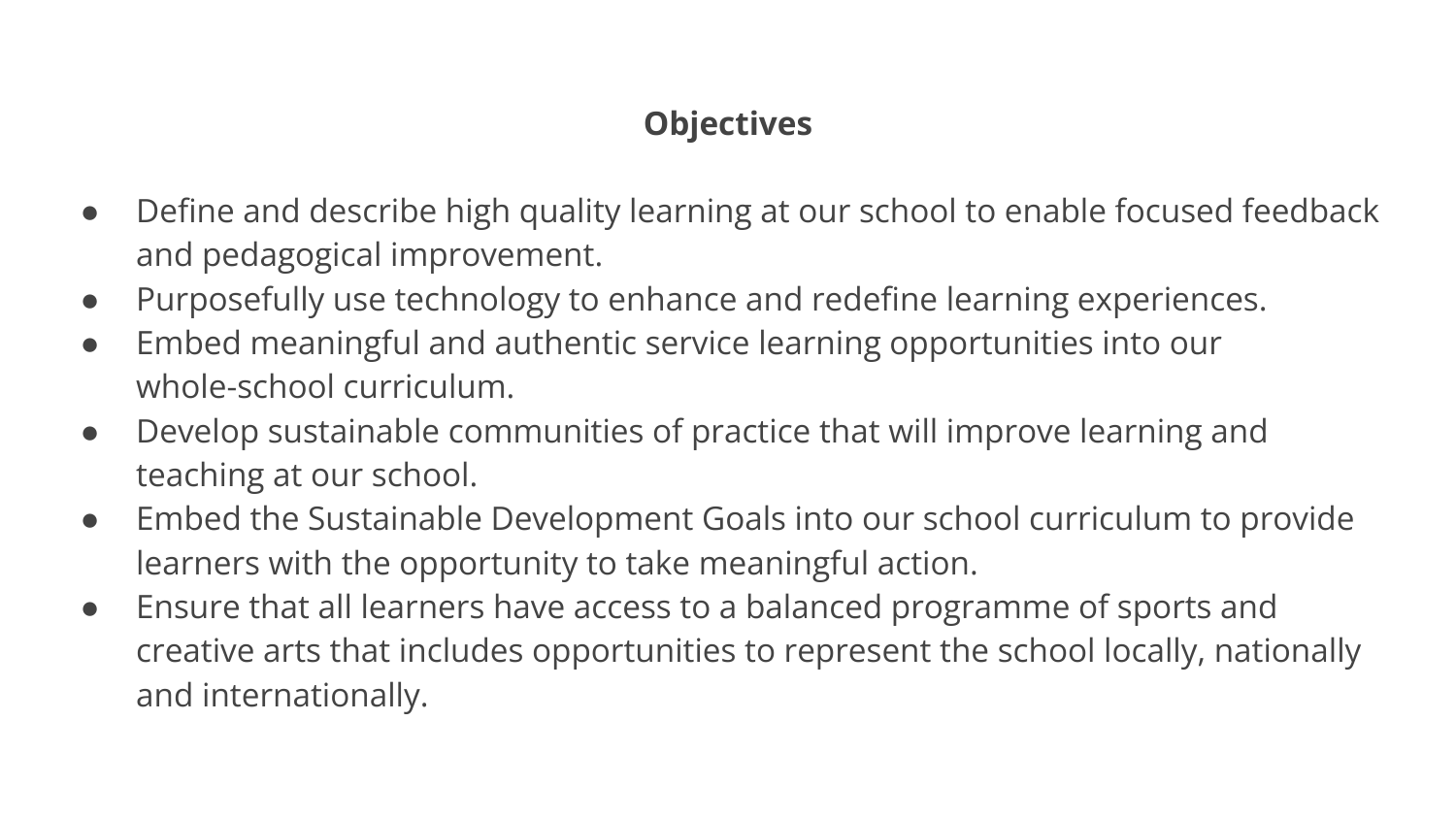**Objectives**

- Define and describe high quality learning at our school to enable focused feedback and pedagogical improvement.
- Purposefully use technology to enhance and redefine learning experiences.
- Embed meaningful and authentic service learning opportunities into our whole-school curriculum.
- Develop sustainable communities of practice that will improve learning and teaching at our school.
- Embed the Sustainable Development Goals into our school curriculum to provide learners with the opportunity to take meaningful action.
- Ensure that all learners have access to a balanced programme of sports and creative arts that includes opportunities to represent the school locally, nationally and internationally.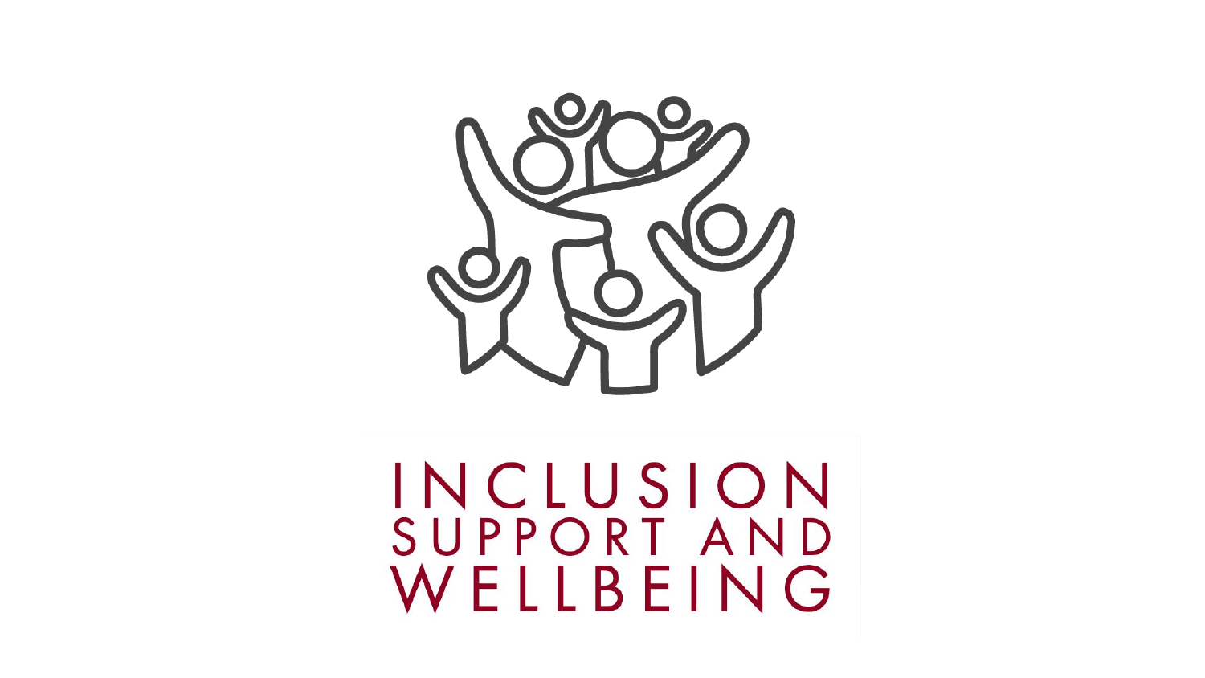# INCLUSION SUPPORT AND WELLBEING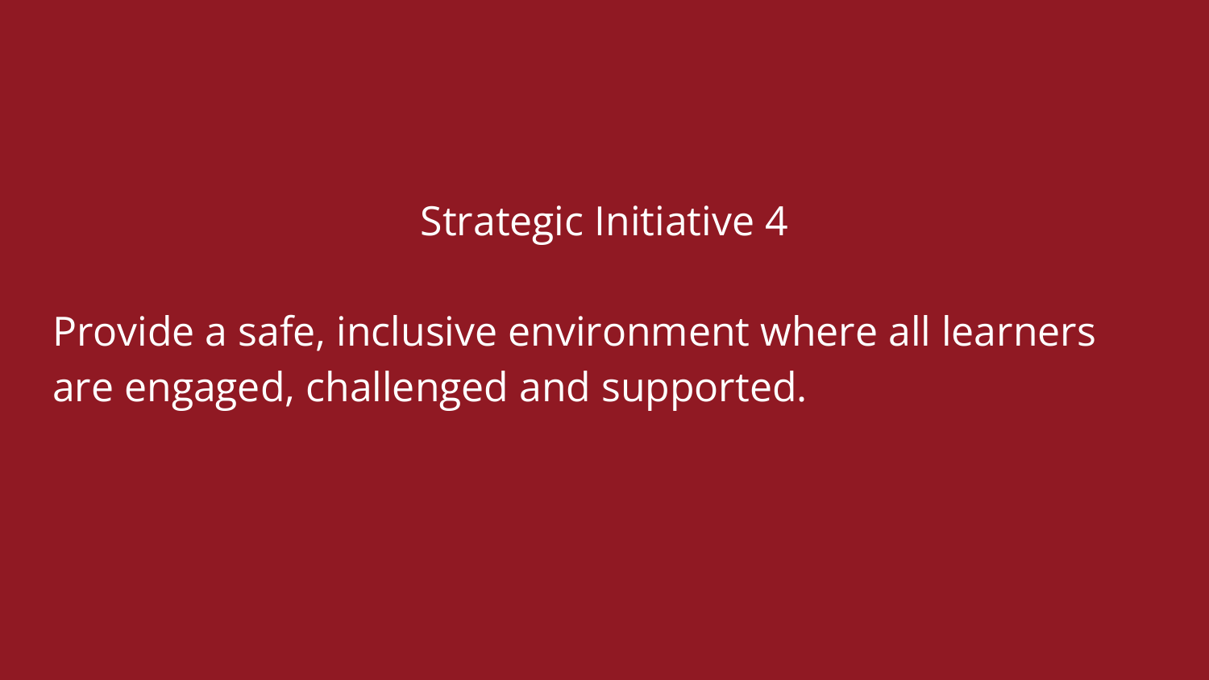# Strategic Initiative 4

Provide a safe, inclusive environment where all learners are engaged, challenged and supported.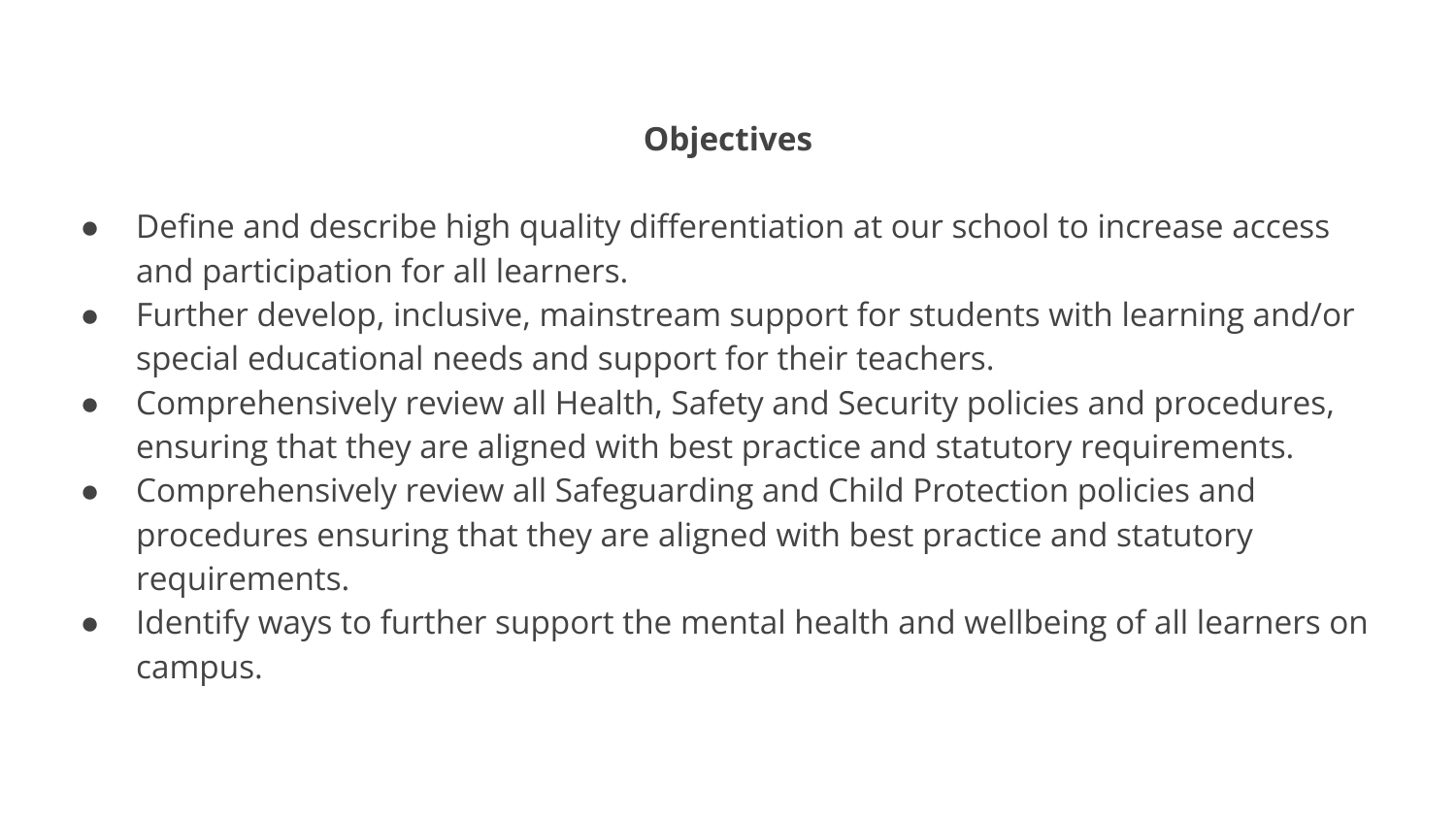**Objectives**

- Define and describe high quality differentiation at our school to increase access and participation for all learners.
- Further develop, inclusive, mainstream support for students with learning and/or special educational needs and support for their teachers.
- Comprehensively review all Health, Safety and Security policies and procedures, ensuring that they are aligned with best practice and statutory requirements.
- Comprehensively review all Safeguarding and Child Protection policies and procedures ensuring that they are aligned with best practice and statutory requirements.
- Identify ways to further support the mental health and wellbeing of all learners on campus.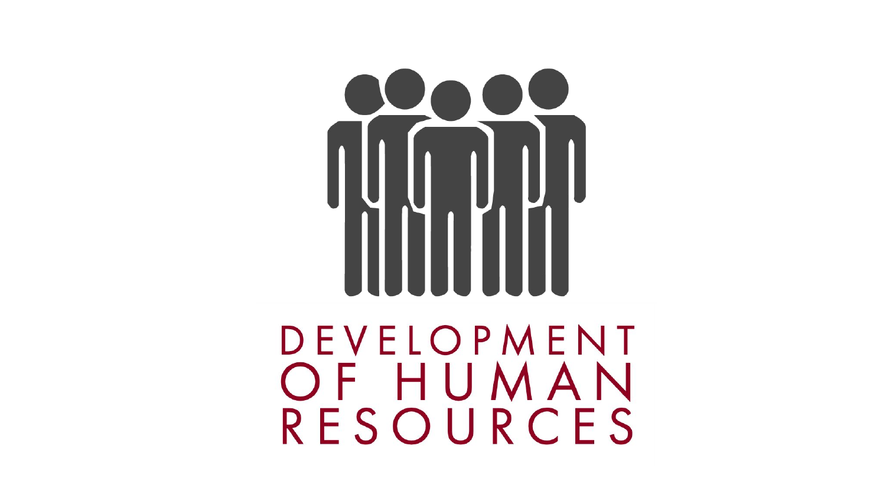DEVELOPMENT OF HUMAN RESOURCES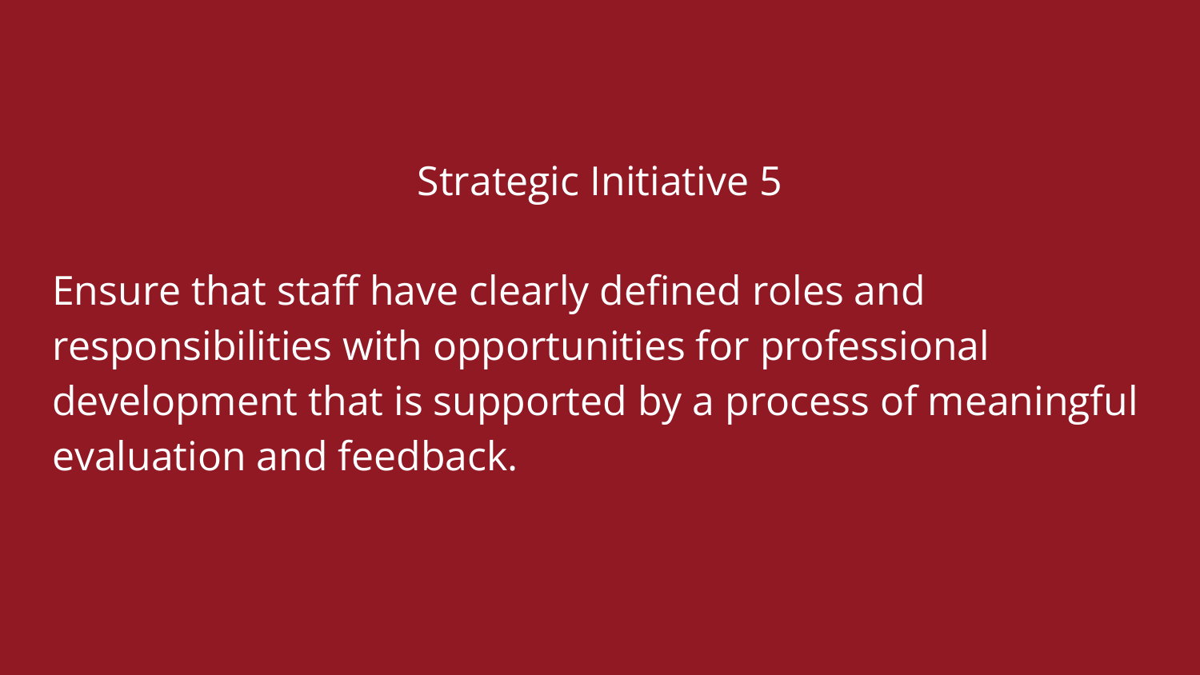## Strategic Initiative 5

Ensure that staff have clearly defined roles and responsibilities with opportunities for professional development that is supported by a process of meaningful evaluation and feedback.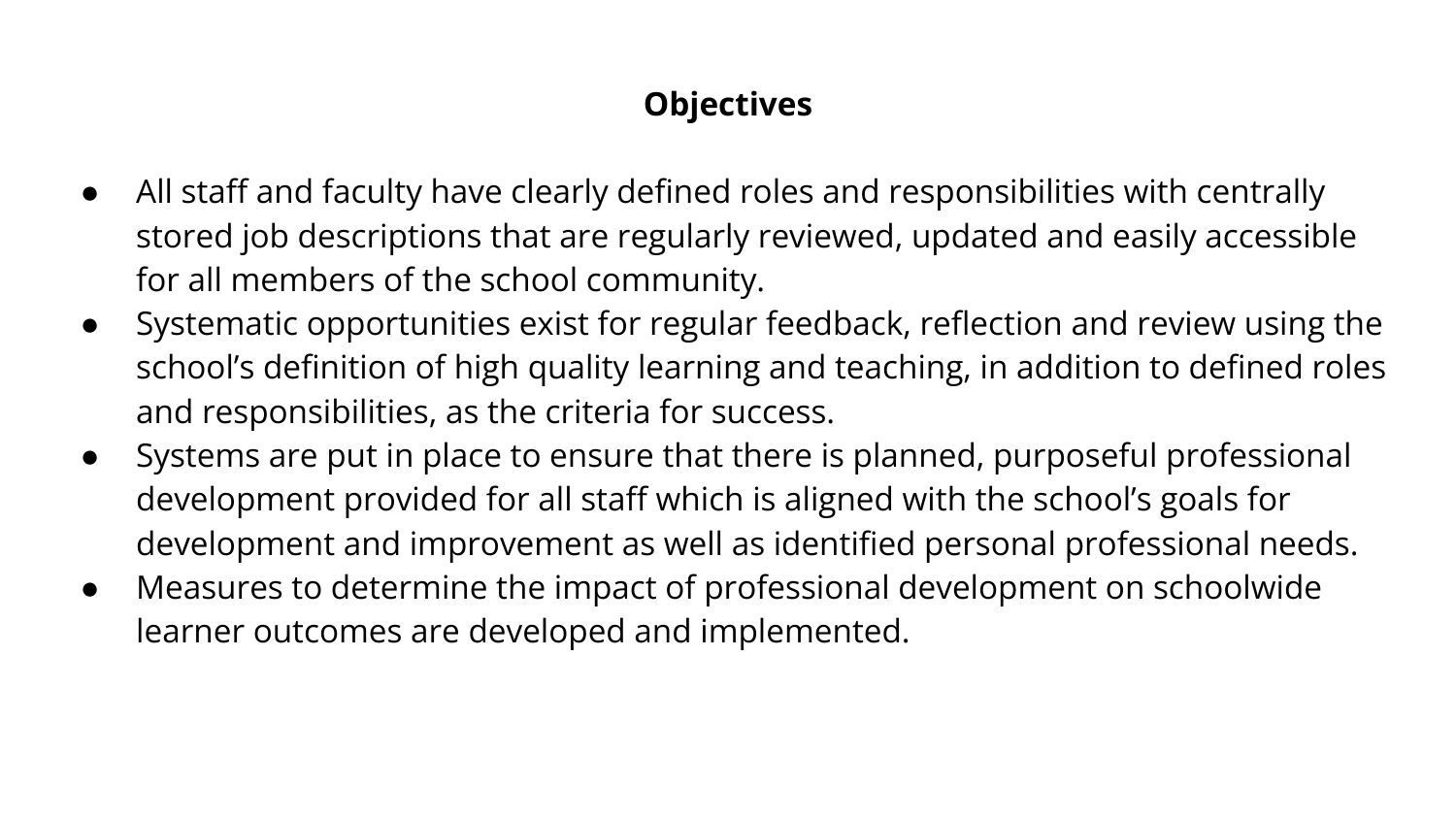**Objectives**

- All staff and faculty have clearly defined roles and responsibilities with centrally stored job descriptions that are regularly reviewed, updated and easily accessible for all members of the school community.
- Systematic opportunities exist for regular feedback, reflection and review using the school's definition of high quality learning and teaching, in addition to defined roles and responsibilities, as the criteria for success.
- Systems are put in place to ensure that there is planned, purposeful professional development provided for all staff which is aligned with the school's goals for development and improvement as well as identified personal professional needs.
- Measures to determine the impact of professional development on schoolwide learner outcomes are developed and implemented.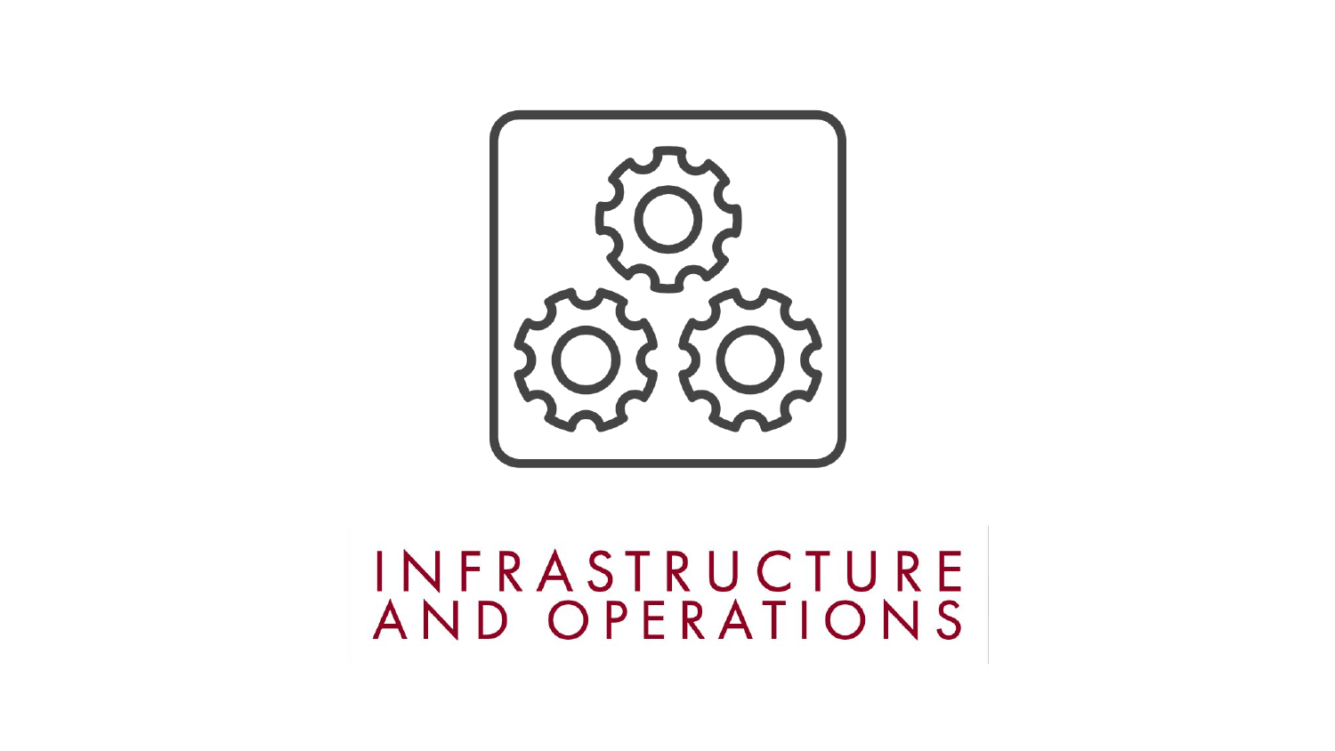# INFRASTRUCTURE AND OPERATIONS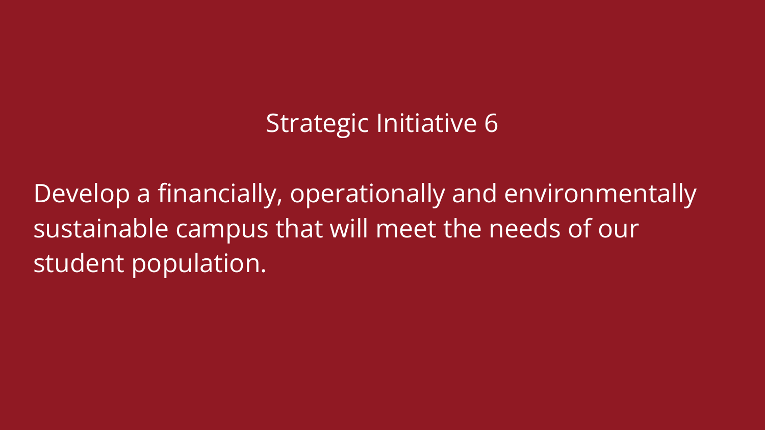## Strategic Initiative 6

Develop a financially, operationally and environmentally sustainable campus that will meet the needs of our student population.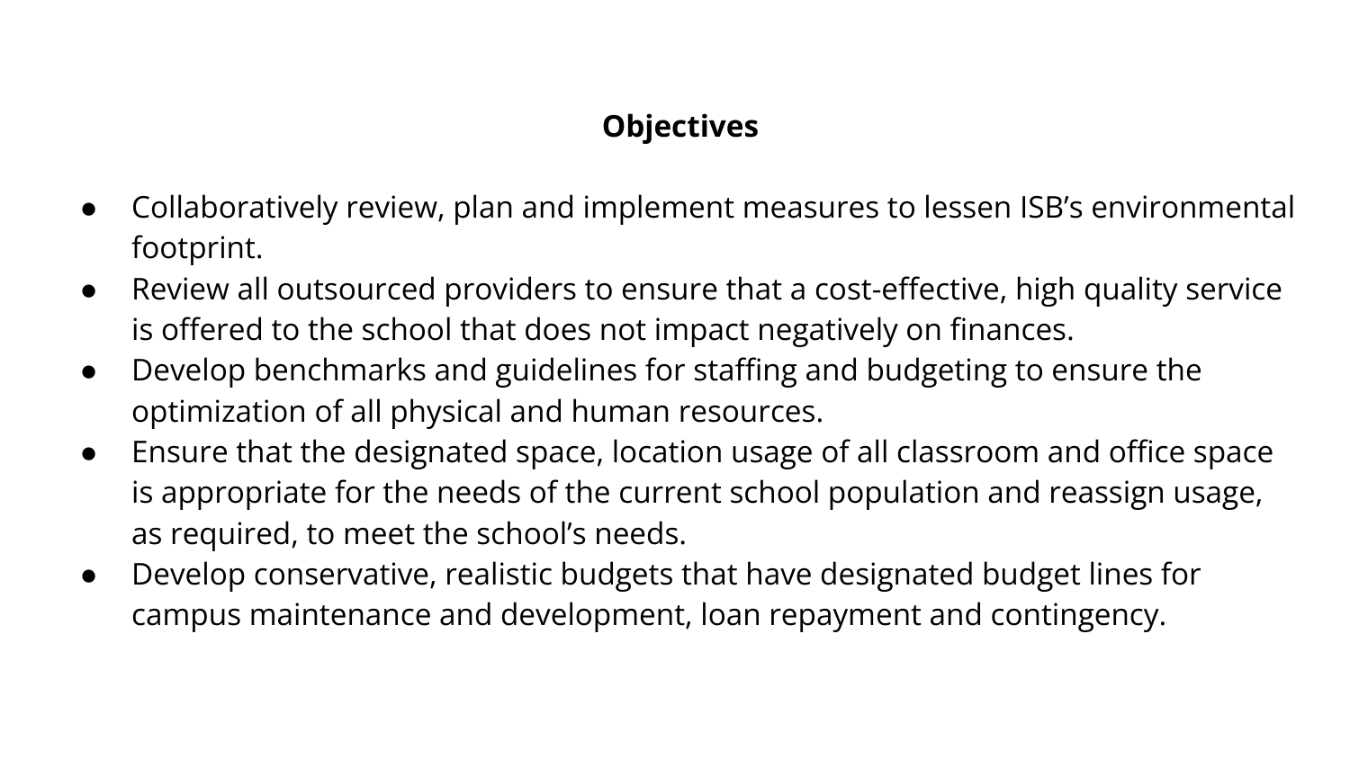**Objectives**

- Collaboratively review, plan and implement measures to lessen ISB's environmental footprint.
- Review all outsourced providers to ensure that a cost-effective, high quality service is offered to the school that does not impact negatively on finances.
- Develop benchmarks and guidelines for staffing and budgeting to ensure the optimization of all physical and human resources.
- Ensure that the designated space, location usage of all classroom and office space is appropriate for the needs of the current school population and reassign usage, as required, to meet the school's needs.
- Develop conservative, realistic budgets that have designated budget lines for campus maintenance and development, loan repayment and contingency.